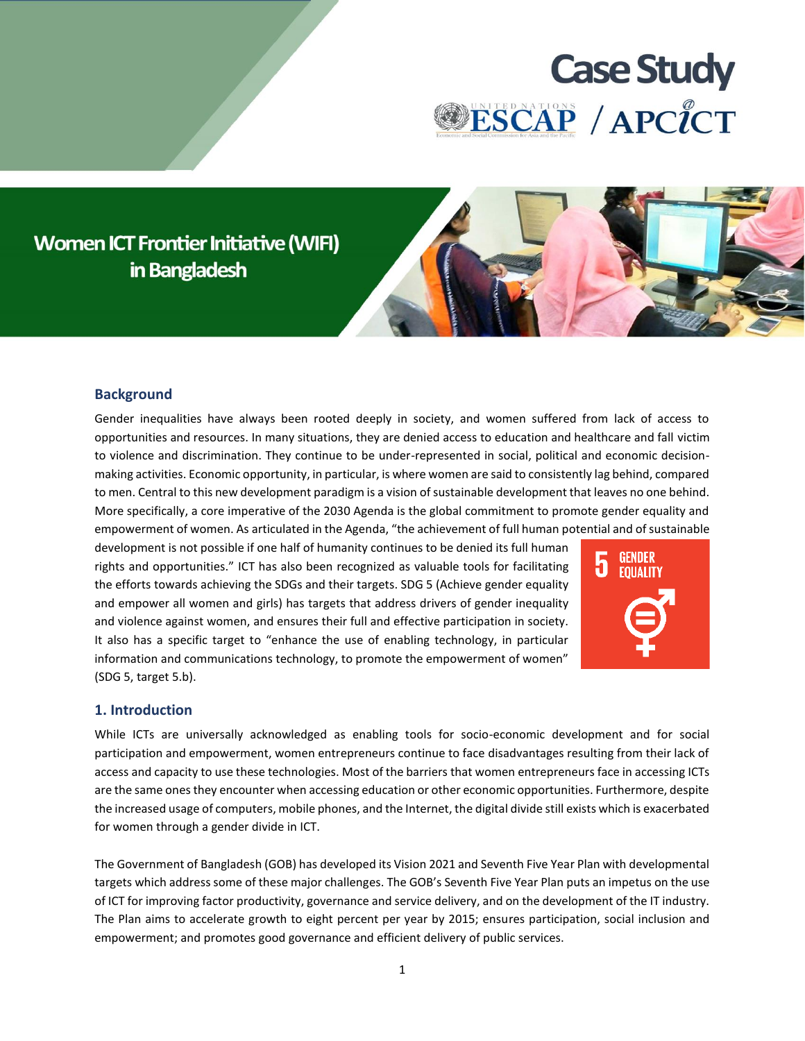# Case Study

ESCAP / APCICT

# Women ICT Frontier Initiative (WIFI) in Bangladesh

## Background

Gender inequalities have always been rooted deeply in society, and women suffered from lack of access to opportunities and resources. In many situations, they are denied access to education and healthcare and fall victim to violence and discrimination. They continue to be under-represented in social, political and economic decision-making activities. Economic opportunity, in particular, is where women are said to consistently lag behind, compared to men. Central to this new development paradigm is a vision of sustainable development that leaves no one behind. More specifically, a core imperative of the 2030 Agenda is the global commitment to promote gender equality and empowerment of women. As articulated in the Agenda, "the achievement of full human potential and of sustainable development is not possible if one half of humanity continues to be denied its full human rights and opportunities." ICT has also been recognized as valuable tools for facilitating the efforts towards achieving the SDGs and their targets. SDG 5 (Achieve gender equality and empower all women and girls) has targets that address drivers of gender inequality and violence against women, and ensures their full and effective participation in society. It also has a specific target to "enhance the use of enabling technology, in particular information and communications technology, to promote the empowerment of women" (SDG 5, target 5.b).

5 GENDER EQUALITY

## 1. Introduction

While ICTs are universally acknowledged as enabling tools for socio-economic development and for social participation and empowerment, women entrepreneurs continue to face disadvantages resulting from their lack of access and capacity to use these technologies. Most of the barriers that women entrepreneurs face in accessing ICTs are the same ones they encounter when accessing education or other economic opportunities. Furthermore, despite the increased usage of computers, mobile phones, and the Internet, the digital divide still exists which is exacerbated for women through a gender divide in ICT.

The Government of Bangladesh (GOB) has developed its Vision 2021 and Seventh Five Year Plan with developmental targets which address some of these major challenges. The GOB's Seventh Five Year Plan puts an impetus on the use of ICT for improving factor productivity, governance and service delivery, and on the development of the IT industry. The Plan aims to accelerate growth to eight percent per year by 2015; ensures participation, social inclusion and empowerment; and promotes good governance and efficient delivery of public services.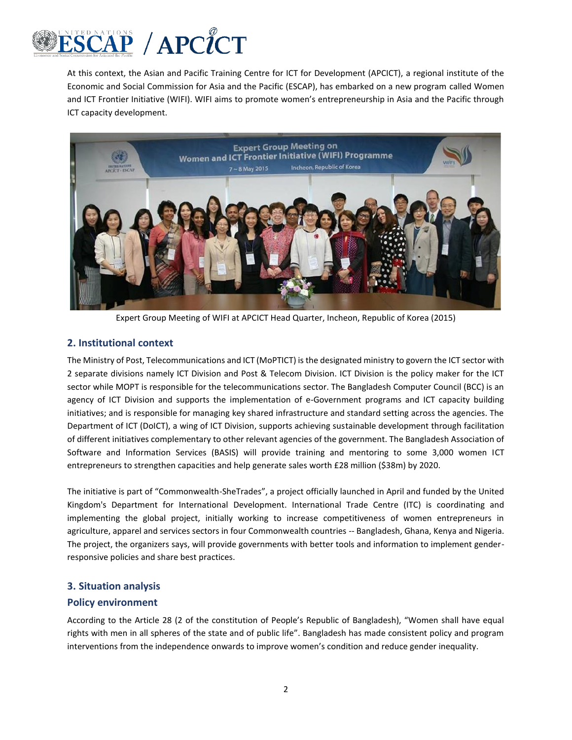At this context, the Asian and Pacific Training Centre for ICT for Development (APCICT), a regional institute of the Economic and Social Commission for Asia and the Pacific (ESCAP), has embarked on a new program called Women and ICT Frontier Initiative (WIFI). WIFI aims to promote women's entrepreneurship in Asia and the Pacific through ICT capacity development.

Expert Group Meeting of WIFI at APCICT Head Quarter, Incheon, Republic of Korea (2015)

## 2. Institutional context

The Ministry of Post, Telecommunications and ICT (MoPTICT) is the designated ministry to govern the ICT sector with 2 separate divisions namely ICT Division and Post & Telecom Division. ICT Division is the policy maker for the ICT sector while MOPT is responsible for the telecommunications sector. The Bangladesh Computer Council (BCC) is an agency of ICT Division and supports the implementation of e-Government programs and ICT capacity building initiatives; and is responsible for managing key shared infrastructure and standard setting across the agencies. The Department of ICT (DoICT), a wing of ICT Division, supports achieving sustainable development through facilitation of different initiatives complementary to other relevant agencies of the government. The Bangladesh Association of Software and Information Services (BASIS) will provide training and mentoring to some 3,000 women ICT entrepreneurs to strengthen capacities and help generate sales worth £28 million ($38m) by 2020.

The initiative is part of "Commonwealth-SheTrades", a project officially launched in April and funded by the United Kingdom's Department for International Development. International Trade Centre (ITC) is coordinating and implementing the global project, initially working to increase competitiveness of women entrepreneurs in agriculture, apparel and services sectors in four Commonwealth countries -- Bangladesh, Ghana, Kenya and Nigeria. The project, the organizers says, will provide governments with better tools and information to implement gender-responsive policies and share best practices.

## 3. Situation analysis

### Policy environment

According to the Article 28 (2 of the constitution of People's Republic of Bangladesh), "Women shall have equal rights with men in all spheres of the state and of public life". Bangladesh has made consistent policy and program interventions from the independence onwards to improve women's condition and reduce gender inequality.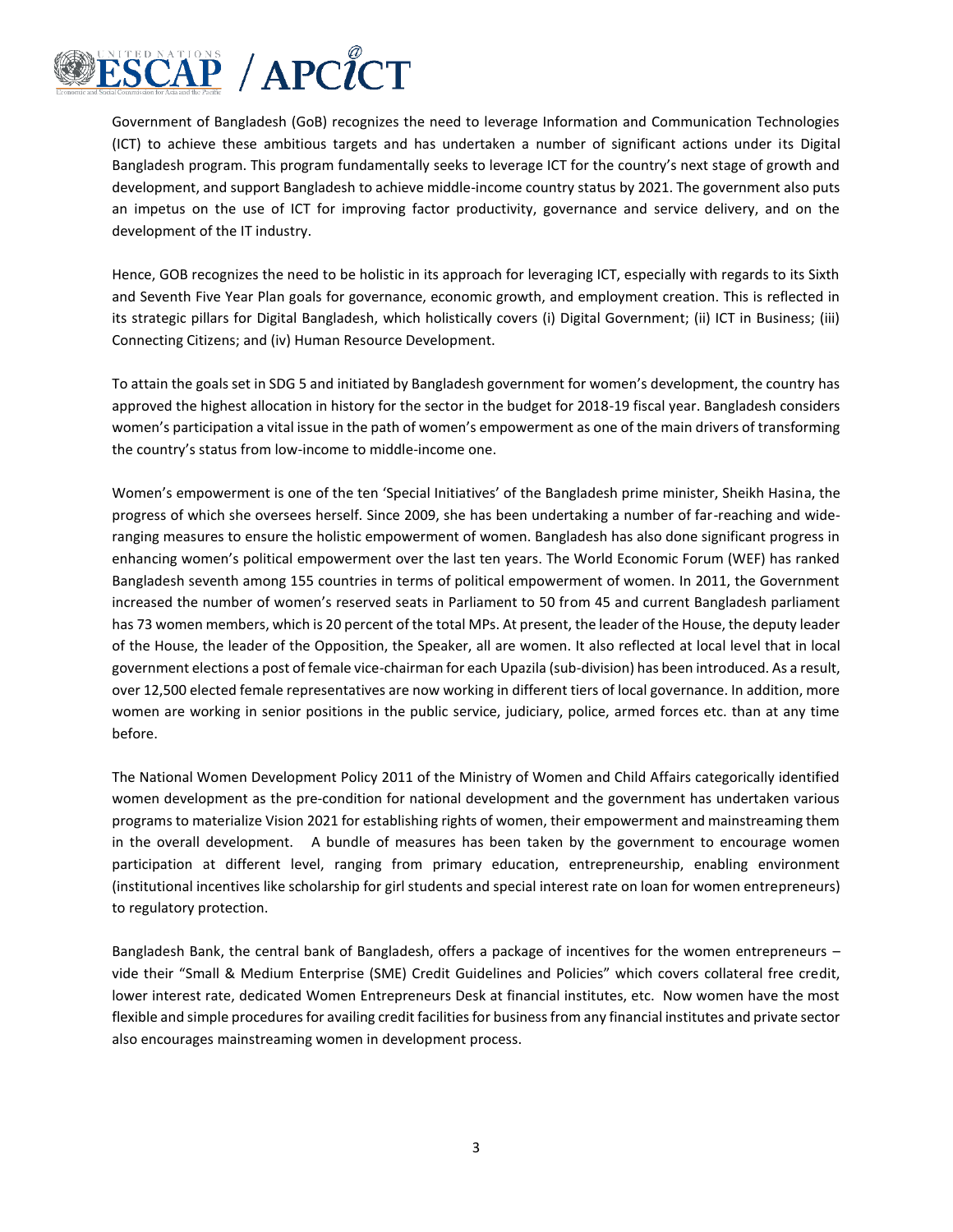Government of Bangladesh (GoB) recognizes the need to leverage Information and Communication Technologies (ICT) to achieve these ambitious targets and has undertaken a number of significant actions under its Digital Bangladesh program. This program fundamentally seeks to leverage ICT for the country's next stage of growth and development, and support Bangladesh to achieve middle-income country status by 2021. The government also puts an impetus on the use of ICT for improving factor productivity, governance and service delivery, and on the development of the IT industry.

Hence, GOB recognizes the need to be holistic in its approach for leveraging ICT, especially with regards to its Sixth and Seventh Five Year Plan goals for governance, economic growth, and employment creation. This is reflected in its strategic pillars for Digital Bangladesh, which holistically covers (i) Digital Government; (ii) ICT in Business; (iii) Connecting Citizens; and (iv) Human Resource Development.

To attain the goals set in SDG 5 and initiated by Bangladesh government for women's development, the country has approved the highest allocation in history for the sector in the budget for 2018-19 fiscal year. Bangladesh considers women's participation a vital issue in the path of women's empowerment as one of the main drivers of transforming the country's status from low-income to middle-income one.

Women's empowerment is one of the ten 'Special Initiatives' of the Bangladesh prime minister, Sheikh Hasina, the progress of which she oversees herself. Since 2009, she has been undertaking a number of far-reaching and wide-ranging measures to ensure the holistic empowerment of women. Bangladesh has also done significant progress in enhancing women's political empowerment over the last ten years. The World Economic Forum (WEF) has ranked Bangladesh seventh among 155 countries in terms of political empowerment of women. In 2011, the Government increased the number of women's reserved seats in Parliament to 50 from 45 and current Bangladesh parliament has 73 women members, which is 20 percent of the total MPs. At present, the leader of the House, the deputy leader of the House, the leader of the Opposition, the Speaker, all are women. It also reflected at local level that in local government elections a post of female vice-chairman for each Upazila (sub-division) has been introduced. As a result, over 12,500 elected female representatives are now working in different tiers of local governance. In addition, more women are working in senior positions in the public service, judiciary, police, armed forces etc. than at any time before.

The National Women Development Policy 2011 of the Ministry of Women and Child Affairs categorically identified women development as the pre-condition for national development and the government has undertaken various programs to materialize Vision 2021 for establishing rights of women, their empowerment and mainstreaming them in the overall development. A bundle of measures has been taken by the government to encourage women participation at different level, ranging from primary education, entrepreneurship, enabling environment (institutional incentives like scholarship for girl students and special interest rate on loan for women entrepreneurs) to regulatory protection.

Bangladesh Bank, the central bank of Bangladesh, offers a package of incentives for the women entrepreneurs – vide their "Small & Medium Enterprise (SME) Credit Guidelines and Policies" which covers collateral free credit, lower interest rate, dedicated Women Entrepreneurs Desk at financial institutes, etc. Now women have the most flexible and simple procedures for availing credit facilities for business from any financial institutes and private sector also encourages mainstreaming women in development process.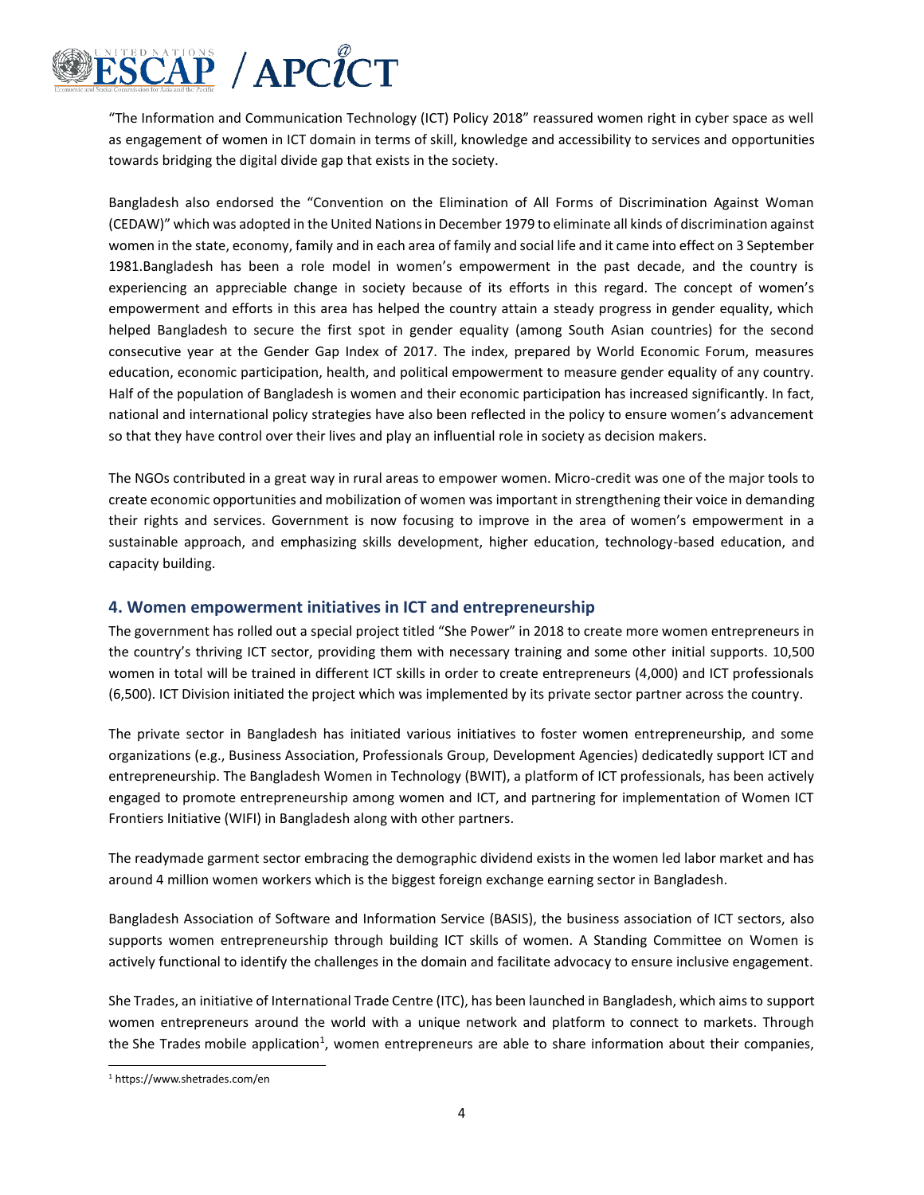"The Information and Communication Technology (ICT) Policy 2018" reassured women right in cyber space as well as engagement of women in ICT domain in terms of skill, knowledge and accessibility to services and opportunities towards bridging the digital divide gap that exists in the society.

Bangladesh also endorsed the "Convention on the Elimination of All Forms of Discrimination Against Woman (CEDAW)" which was adopted in the United Nations in December 1979 to eliminate all kinds of discrimination against women in the state, economy, family and in each area of family and social life and it came into effect on 3 September 1981.Bangladesh has been a role model in women's empowerment in the past decade, and the country is experiencing an appreciable change in society because of its efforts in this regard. The concept of women's empowerment and efforts in this area has helped the country attain a steady progress in gender equality, which helped Bangladesh to secure the first spot in gender equality (among South Asian countries) for the second consecutive year at the Gender Gap Index of 2017. The index, prepared by World Economic Forum, measures education, economic participation, health, and political empowerment to measure gender equality of any country. Half of the population of Bangladesh is women and their economic participation has increased significantly. In fact, national and international policy strategies have also been reflected in the policy to ensure women's advancement so that they have control over their lives and play an influential role in society as decision makers.

The NGOs contributed in a great way in rural areas to empower women. Micro-credit was one of the major tools to create economic opportunities and mobilization of women was important in strengthening their voice in demanding their rights and services. Government is now focusing to improve in the area of women's empowerment in a sustainable approach, and emphasizing skills development, higher education, technology-based education, and capacity building.

## 4. Women empowerment initiatives in ICT and entrepreneurship

The government has rolled out a special project titled "She Power" in 2018 to create more women entrepreneurs in the country's thriving ICT sector, providing them with necessary training and some other initial supports. 10,500 women in total will be trained in different ICT skills in order to create entrepreneurs (4,000) and ICT professionals (6,500). ICT Division initiated the project which was implemented by its private sector partner across the country.

The private sector in Bangladesh has initiated various initiatives to foster women entrepreneurship, and some organizations (e.g., Business Association, Professionals Group, Development Agencies) dedicatedly support ICT and entrepreneurship. The Bangladesh Women in Technology (BWIT), a platform of ICT professionals, has been actively engaged to promote entrepreneurship among women and ICT, and partnering for implementation of Women ICT Frontiers Initiative (WIFI) in Bangladesh along with other partners.

The readymade garment sector embracing the demographic dividend exists in the women led labor market and has around 4 million women workers which is the biggest foreign exchange earning sector in Bangladesh.

Bangladesh Association of Software and Information Service (BASIS), the business association of ICT sectors, also supports women entrepreneurship through building ICT skills of women. A Standing Committee on Women is actively functional to identify the challenges in the domain and facilitate advocacy to ensure inclusive engagement.

She Trades, an initiative of International Trade Centre (ITC), has been launched in Bangladesh, which aims to support women entrepreneurs around the world with a unique network and platform to connect to markets. Through the She Trades mobile application[1], women entrepreneurs are able to share information about their companies,

[1] https://www.shetrades.com/en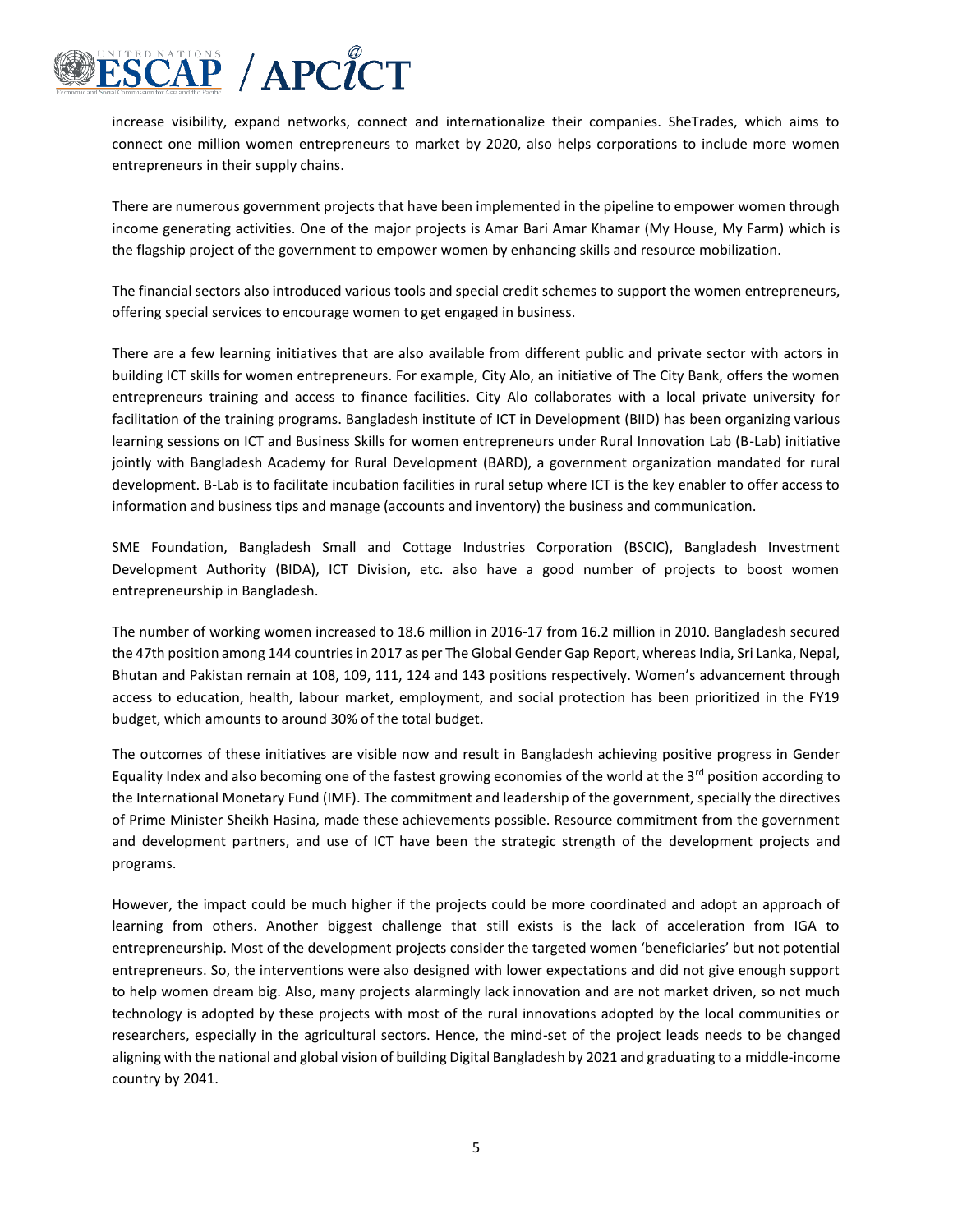increase visibility, expand networks, connect and internationalize their companies. SheTrades, which aims to connect one million women entrepreneurs to market by 2020, also helps corporations to include more women entrepreneurs in their supply chains.

There are numerous government projects that have been implemented in the pipeline to empower women through income generating activities. One of the major projects is Amar Bari Amar Khamar (My House, My Farm) which is the flagship project of the government to empower women by enhancing skills and resource mobilization.

The financial sectors also introduced various tools and special credit schemes to support the women entrepreneurs, offering special services to encourage women to get engaged in business.

There are a few learning initiatives that are also available from different public and private sector with actors in building ICT skills for women entrepreneurs. For example, City Alo, an initiative of The City Bank, offers the women entrepreneurs training and access to finance facilities. City Alo collaborates with a local private university for facilitation of the training programs. Bangladesh institute of ICT in Development (BIID) has been organizing various learning sessions on ICT and Business Skills for women entrepreneurs under Rural Innovation Lab (B-Lab) initiative jointly with Bangladesh Academy for Rural Development (BARD), a government organization mandated for rural development. B-Lab is to facilitate incubation facilities in rural setup where ICT is the key enabler to offer access to information and business tips and manage (accounts and inventory) the business and communication.

SME Foundation, Bangladesh Small and Cottage Industries Corporation (BSCIC), Bangladesh Investment Development Authority (BIDA), ICT Division, etc. also have a good number of projects to boost women entrepreneurship in Bangladesh.

The number of working women increased to 18.6 million in 2016-17 from 16.2 million in 2010. Bangladesh secured the 47th position among 144 countries in 2017 as per The Global Gender Gap Report, whereas India, Sri Lanka, Nepal, Bhutan and Pakistan remain at 108, 109, 111, 124 and 143 positions respectively. Women's advancement through access to education, health, labour market, employment, and social protection has been prioritized in the FY19 budget, which amounts to around 30% of the total budget.

The outcomes of these initiatives are visible now and result in Bangladesh achieving positive progress in Gender Equality Index and also becoming one of the fastest growing economies of the world at the 3rd position according to the International Monetary Fund (IMF). The commitment and leadership of the government, specially the directives of Prime Minister Sheikh Hasina, made these achievements possible. Resource commitment from the government and development partners, and use of ICT have been the strategic strength of the development projects and programs.

However, the impact could be much higher if the projects could be more coordinated and adopt an approach of learning from others. Another biggest challenge that still exists is the lack of acceleration from IGA to entrepreneurship. Most of the development projects consider the targeted women 'beneficiaries' but not potential entrepreneurs. So, the interventions were also designed with lower expectations and did not give enough support to help women dream big. Also, many projects alarmingly lack innovation and are not market driven, so not much technology is adopted by these projects with most of the rural innovations adopted by the local communities or researchers, especially in the agricultural sectors. Hence, the mind-set of the project leads needs to be changed aligning with the national and global vision of building Digital Bangladesh by 2021 and graduating to a middle-income country by 2041.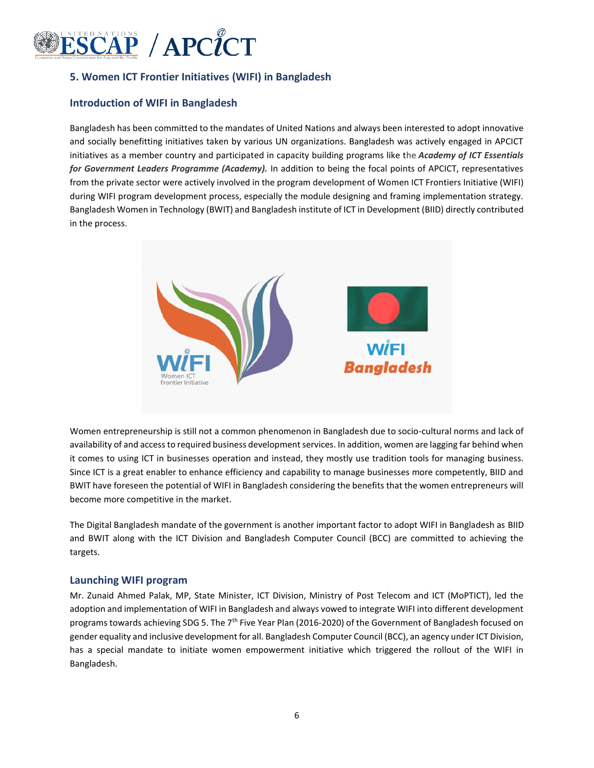## 5. Women ICT Frontier Initiatives (WIFI) in Bangladesh

### Introduction of WIFI in Bangladesh

Bangladesh has been committed to the mandates of United Nations and always been interested to adopt innovative and socially benefitting initiatives taken by various UN organizations. Bangladesh was actively engaged in APCICT initiatives as a member country and participated in capacity building programs like the ***Academy of ICT Essentials for Government Leaders Programme (Academy).*** In addition to being the focal points of APCICT, representatives from the private sector were actively involved in the program development of Women ICT Frontiers Initiative (WIFI) during WIFI program development process, especially the module designing and framing implementation strategy. Bangladesh Women in Technology (BWIT) and Bangladesh institute of ICT in Development (BIID) directly contributed in the process.

Women entrepreneurship is still not a common phenomenon in Bangladesh due to socio-cultural norms and lack of availability of and access to required business development services. In addition, women are lagging far behind when it comes to using ICT in businesses operation and instead, they mostly use tradition tools for managing business. Since ICT is a great enabler to enhance efficiency and capability to manage businesses more competently, BIID and BWIT have foreseen the potential of WIFI in Bangladesh considering the benefits that the women entrepreneurs will become more competitive in the market.

The Digital Bangladesh mandate of the government is another important factor to adopt WIFI in Bangladesh as BIID and BWIT along with the ICT Division and Bangladesh Computer Council (BCC) are committed to achieving the targets.

### Launching WIFI program

Mr. Zunaid Ahmed Palak, MP, State Minister, ICT Division, Ministry of Post Telecom and ICT (MoPTICT), led the adoption and implementation of WIFI in Bangladesh and always vowed to integrate WIFI into different development programs towards achieving SDG 5. The 7th Five Year Plan (2016-2020) of the Government of Bangladesh focused on gender equality and inclusive development for all. Bangladesh Computer Council (BCC), an agency under ICT Division, has a special mandate to initiate women empowerment initiative which triggered the rollout of the WIFI in Bangladesh.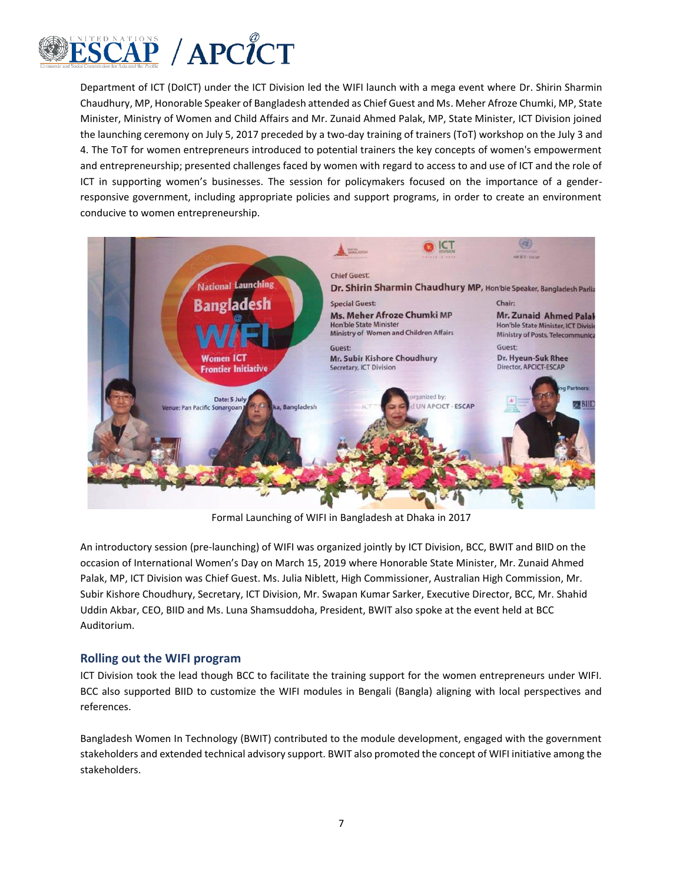Department of ICT (DoICT) under the ICT Division led the WIFI launch with a mega event where Dr. Shirin Sharmin Chaudhury, MP, Honorable Speaker of Bangladesh attended as Chief Guest and Ms. Meher Afroze Chumki, MP, State Minister, Ministry of Women and Child Affairs and Mr. Zunaid Ahmed Palak, MP, State Minister, ICT Division joined the launching ceremony on July 5, 2017 preceded by a two-day training of trainers (ToT) workshop on the July 3 and 4. The ToT for women entrepreneurs introduced to potential trainers the key concepts of women's empowerment and entrepreneurship; presented challenges faced by women with regard to access to and use of ICT and the role of ICT in supporting women's businesses. The session for policymakers focused on the importance of a gender-responsive government, including appropriate policies and support programs, in order to create an environment conducive to women entrepreneurship.

Formal Launching of WIFI in Bangladesh at Dhaka in 2017

An introductory session (pre-launching) of WIFI was organized jointly by ICT Division, BCC, BWIT and BIID on the occasion of International Women's Day on March 15, 2019 where Honorable State Minister, Mr. Zunaid Ahmed Palak, MP, ICT Division was Chief Guest. Ms. Julia Niblett, High Commissioner, Australian High Commission, Mr. Subir Kishore Choudhury, Secretary, ICT Division, Mr. Swapan Kumar Sarker, Executive Director, BCC, Mr. Shahid Uddin Akbar, CEO, BIID and Ms. Luna Shamsuddoha, President, BWIT also spoke at the event held at BCC Auditorium.

## Rolling out the WIFI program

ICT Division took the lead though BCC to facilitate the training support for the women entrepreneurs under WIFI. BCC also supported BIID to customize the WIFI modules in Bengali (Bangla) aligning with local perspectives and references.

Bangladesh Women In Technology (BWIT) contributed to the module development, engaged with the government stakeholders and extended technical advisory support. BWIT also promoted the concept of WIFI initiative among the stakeholders.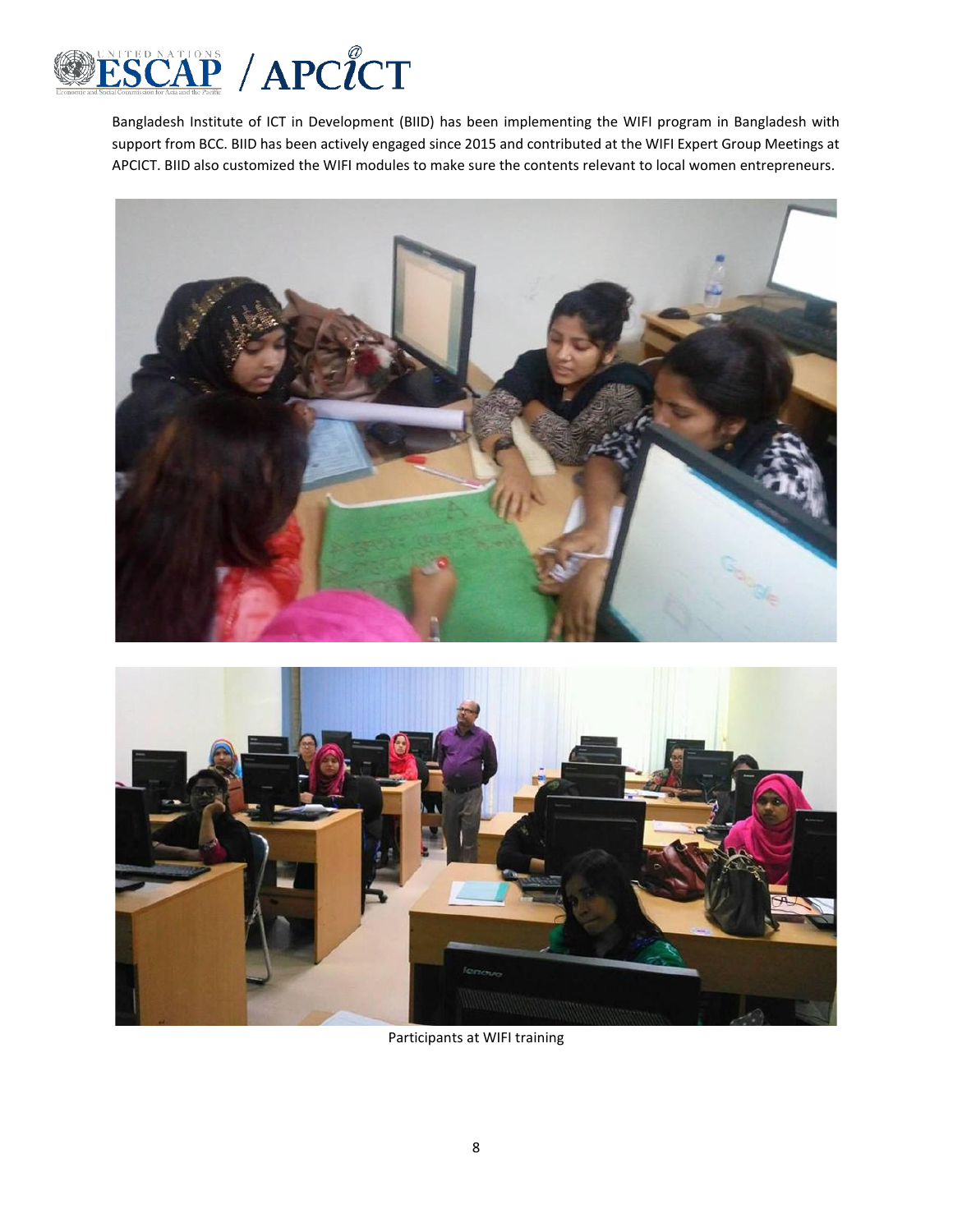Bangladesh Institute of ICT in Development (BIID) has been implementing the WIFI program in Bangladesh with support from BCC. BIID has been actively engaged since 2015 and contributed at the WIFI Expert Group Meetings at APCICT. BIID also customized the WIFI modules to make sure the contents relevant to local women entrepreneurs.

Participants at WIFI training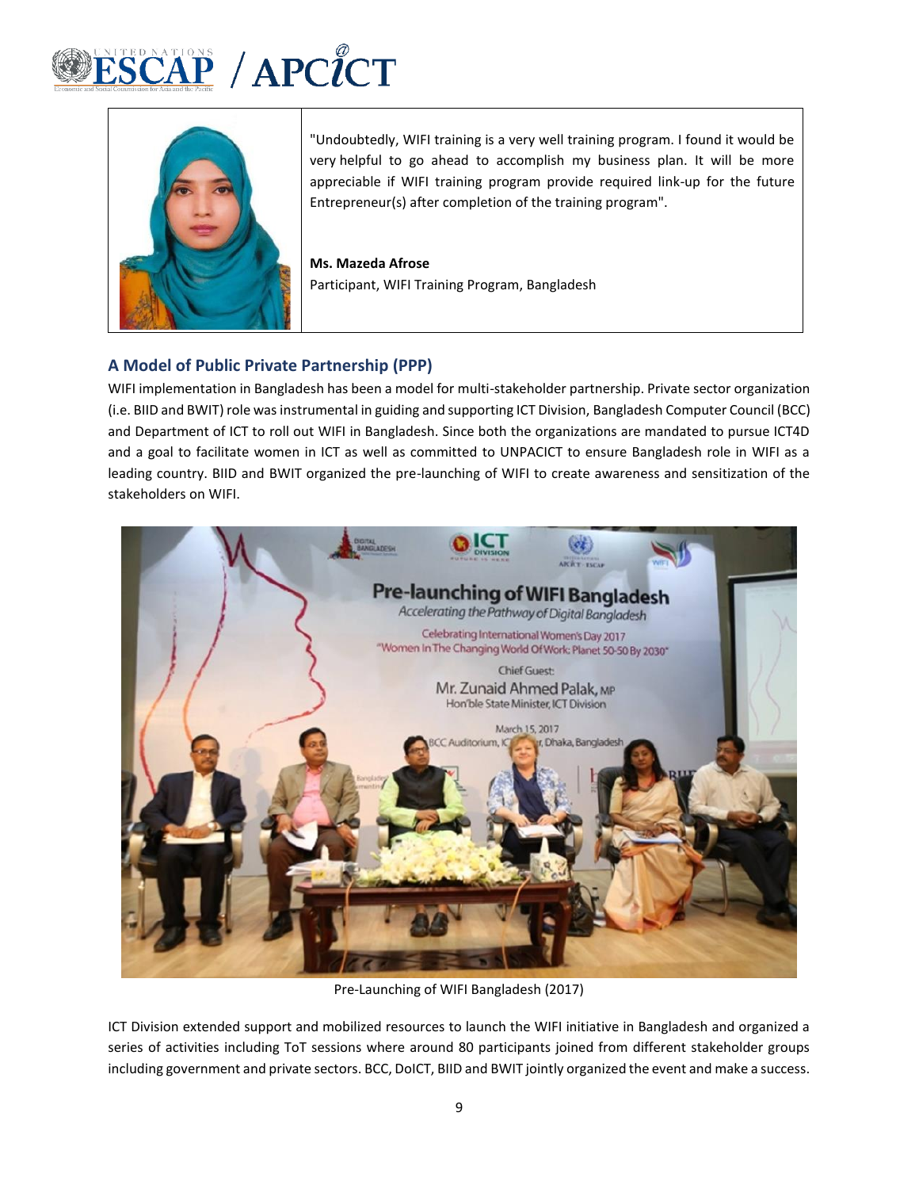"Undoubtedly, WIFI training is a very well training program. I found it would be very helpful to go ahead to accomplish my business plan. It will be more appreciable if WIFI training program provide required link-up for the future Entrepreneur(s) after completion of the training program".

**Ms. Mazeda Afrose**
Participant, WIFI Training Program, Bangladesh

## A Model of Public Private Partnership (PPP)

WIFI implementation in Bangladesh has been a model for multi-stakeholder partnership. Private sector organization (i.e. BIID and BWIT) role was instrumental in guiding and supporting ICT Division, Bangladesh Computer Council (BCC) and Department of ICT to roll out WIFI in Bangladesh. Since both the organizations are mandated to pursue ICT4D and a goal to facilitate women in ICT as well as committed to UNPACICT to ensure Bangladesh role in WIFI as a leading country. BIID and BWIT organized the pre-launching of WIFI to create awareness and sensitization of the stakeholders on WIFI.

Pre-Launching of WIFI Bangladesh (2017)

ICT Division extended support and mobilized resources to launch the WIFI initiative in Bangladesh and organized a series of activities including ToT sessions where around 80 participants joined from different stakeholder groups including government and private sectors. BCC, DoICT, BIID and BWIT jointly organized the event and make a success.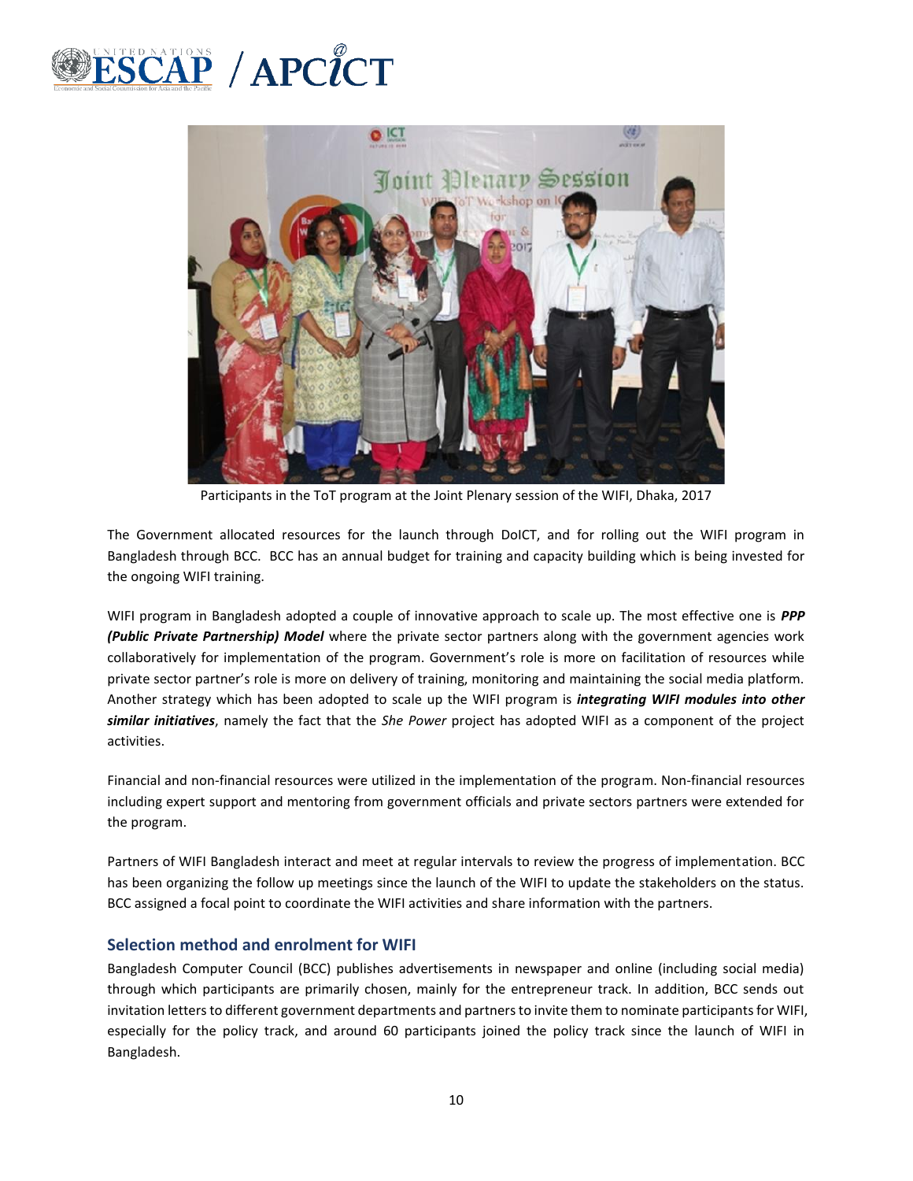Participants in the ToT program at the Joint Plenary session of the WIFI, Dhaka, 2017

The Government allocated resources for the launch through DoICT, and for rolling out the WIFI program in Bangladesh through BCC. BCC has an annual budget for training and capacity building which is being invested for the ongoing WIFI training.

WIFI program in Bangladesh adopted a couple of innovative approach to scale up. The most effective one is ***PPP (Public Private Partnership) Model*** where the private sector partners along with the government agencies work collaboratively for implementation of the program. Government's role is more on facilitation of resources while private sector partner's role is more on delivery of training, monitoring and maintaining the social media platform. Another strategy which has been adopted to scale up the WIFI program is ***integrating WIFI modules into other similar initiatives***, namely the fact that the *She Power* project has adopted WIFI as a component of the project activities.

Financial and non-financial resources were utilized in the implementation of the program. Non-financial resources including expert support and mentoring from government officials and private sectors partners were extended for the program.

Partners of WIFI Bangladesh interact and meet at regular intervals to review the progress of implementation. BCC has been organizing the follow up meetings since the launch of the WIFI to update the stakeholders on the status. BCC assigned a focal point to coordinate the WIFI activities and share information with the partners.

### Selection method and enrolment for WIFI

Bangladesh Computer Council (BCC) publishes advertisements in newspaper and online (including social media) through which participants are primarily chosen, mainly for the entrepreneur track. In addition, BCC sends out invitation letters to different government departments and partners to invite them to nominate participants for WIFI, especially for the policy track, and around 60 participants joined the policy track since the launch of WIFI in Bangladesh.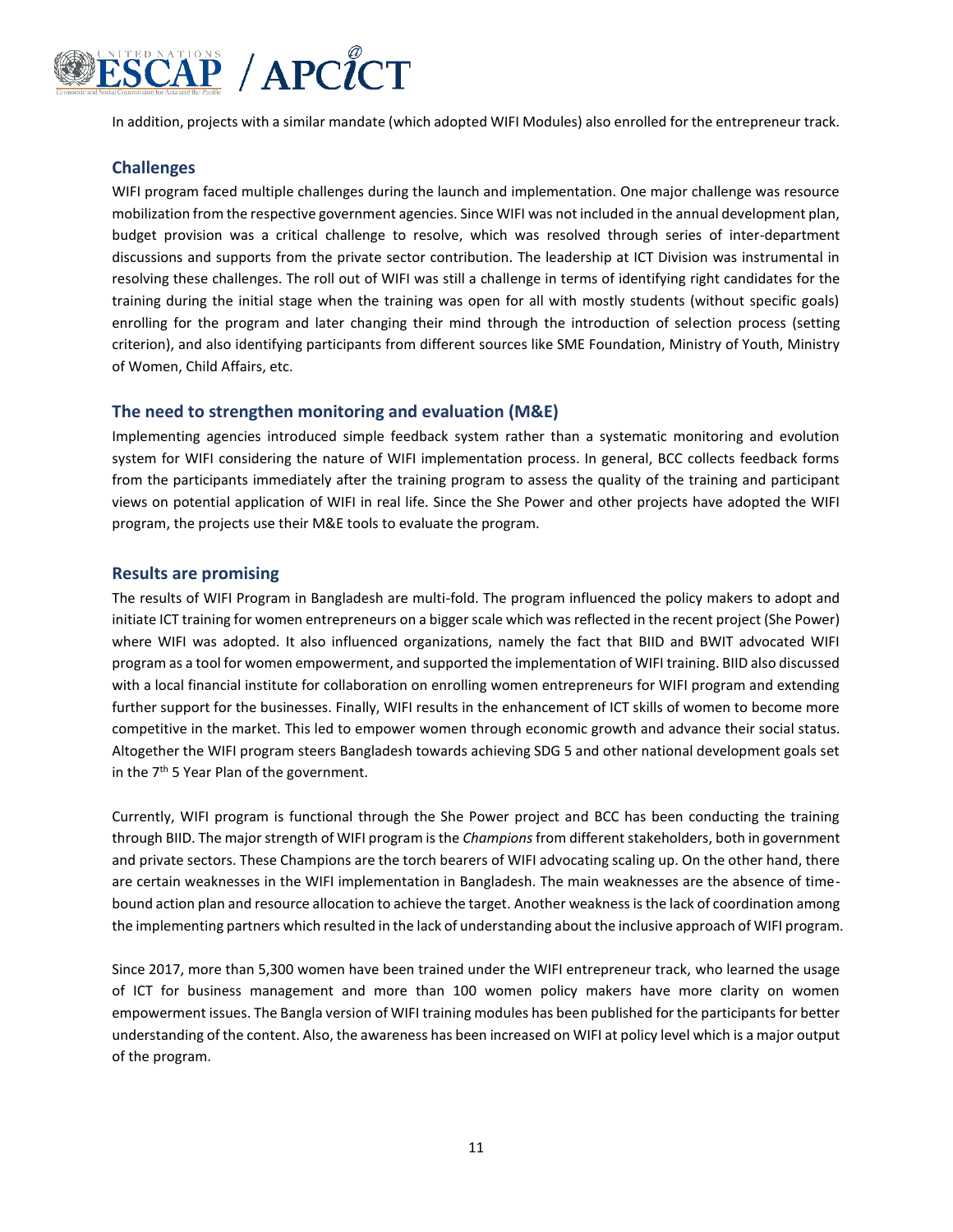In addition, projects with a similar mandate (which adopted WIFI Modules) also enrolled for the entrepreneur track.

### Challenges

WIFI program faced multiple challenges during the launch and implementation. One major challenge was resource mobilization from the respective government agencies. Since WIFI was not included in the annual development plan, budget provision was a critical challenge to resolve, which was resolved through series of inter-department discussions and supports from the private sector contribution. The leadership at ICT Division was instrumental in resolving these challenges. The roll out of WIFI was still a challenge in terms of identifying right candidates for the training during the initial stage when the training was open for all with mostly students (without specific goals) enrolling for the program and later changing their mind through the introduction of selection process (setting criterion), and also identifying participants from different sources like SME Foundation, Ministry of Youth, Ministry of Women, Child Affairs, etc.

### The need to strengthen monitoring and evaluation (M&E)

Implementing agencies introduced simple feedback system rather than a systematic monitoring and evolution system for WIFI considering the nature of WIFI implementation process. In general, BCC collects feedback forms from the participants immediately after the training program to assess the quality of the training and participant views on potential application of WIFI in real life. Since the She Power and other projects have adopted the WIFI program, the projects use their M&E tools to evaluate the program.

### Results are promising

The results of WIFI Program in Bangladesh are multi-fold. The program influenced the policy makers to adopt and initiate ICT training for women entrepreneurs on a bigger scale which was reflected in the recent project (She Power) where WIFI was adopted. It also influenced organizations, namely the fact that BIID and BWIT advocated WIFI program as a tool for women empowerment, and supported the implementation of WIFI training. BIID also discussed with a local financial institute for collaboration on enrolling women entrepreneurs for WIFI program and extending further support for the businesses. Finally, WIFI results in the enhancement of ICT skills of women to become more competitive in the market. This led to empower women through economic growth and advance their social status. Altogether the WIFI program steers Bangladesh towards achieving SDG 5 and other national development goals set in the 7th 5 Year Plan of the government.

Currently, WIFI program is functional through the She Power project and BCC has been conducting the training through BIID. The major strength of WIFI program is the *Champions* from different stakeholders, both in government and private sectors. These Champions are the torch bearers of WIFI advocating scaling up. On the other hand, there are certain weaknesses in the WIFI implementation in Bangladesh. The main weaknesses are the absence of time-bound action plan and resource allocation to achieve the target. Another weakness is the lack of coordination among the implementing partners which resulted in the lack of understanding about the inclusive approach of WIFI program.

Since 2017, more than 5,300 women have been trained under the WIFI entrepreneur track, who learned the usage of ICT for business management and more than 100 women policy makers have more clarity on women empowerment issues. The Bangla version of WIFI training modules has been published for the participants for better understanding of the content. Also, the awareness has been increased on WIFI at policy level which is a major output of the program.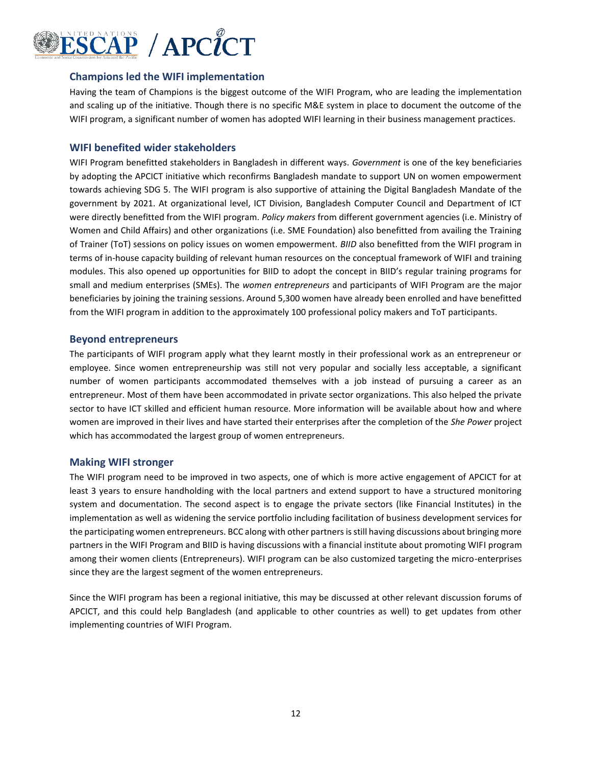## Champions led the WIFI implementation

Having the team of Champions is the biggest outcome of the WIFI Program, who are leading the implementation and scaling up of the initiative. Though there is no specific M&E system in place to document the outcome of the WIFI program, a significant number of women has adopted WIFI learning in their business management practices.

## WIFI benefited wider stakeholders

WIFI Program benefitted stakeholders in Bangladesh in different ways. *Government* is one of the key beneficiaries by adopting the APCICT initiative which reconfirms Bangladesh mandate to support UN on women empowerment towards achieving SDG 5. The WIFI program is also supportive of attaining the Digital Bangladesh Mandate of the government by 2021. At organizational level, ICT Division, Bangladesh Computer Council and Department of ICT were directly benefitted from the WIFI program. *Policy makers* from different government agencies (i.e. Ministry of Women and Child Affairs) and other organizations (i.e. SME Foundation) also benefitted from availing the Training of Trainer (ToT) sessions on policy issues on women empowerment. *BIID* also benefitted from the WIFI program in terms of in-house capacity building of relevant human resources on the conceptual framework of WIFI and training modules. This also opened up opportunities for BIID to adopt the concept in BIID's regular training programs for small and medium enterprises (SMEs). The *women entrepreneurs* and participants of WIFI Program are the major beneficiaries by joining the training sessions. Around 5,300 women have already been enrolled and have benefitted from the WIFI program in addition to the approximately 100 professional policy makers and ToT participants.

## Beyond entrepreneurs

The participants of WIFI program apply what they learnt mostly in their professional work as an entrepreneur or employee. Since women entrepreneurship was still not very popular and socially less acceptable, a significant number of women participants accommodated themselves with a job instead of pursuing a career as an entrepreneur. Most of them have been accommodated in private sector organizations. This also helped the private sector to have ICT skilled and efficient human resource. More information will be available about how and where women are improved in their lives and have started their enterprises after the completion of the *She Power* project which has accommodated the largest group of women entrepreneurs.

## Making WIFI stronger

The WIFI program need to be improved in two aspects, one of which is more active engagement of APCICT for at least 3 years to ensure handholding with the local partners and extend support to have a structured monitoring system and documentation. The second aspect is to engage the private sectors (like Financial Institutes) in the implementation as well as widening the service portfolio including facilitation of business development services for the participating women entrepreneurs. BCC along with other partners is still having discussions about bringing more partners in the WIFI Program and BIID is having discussions with a financial institute about promoting WIFI program among their women clients (Entrepreneurs). WIFI program can be also customized targeting the micro-enterprises since they are the largest segment of the women entrepreneurs.

Since the WIFI program has been a regional initiative, this may be discussed at other relevant discussion forums of APCICT, and this could help Bangladesh (and applicable to other countries as well) to get updates from other implementing countries of WIFI Program.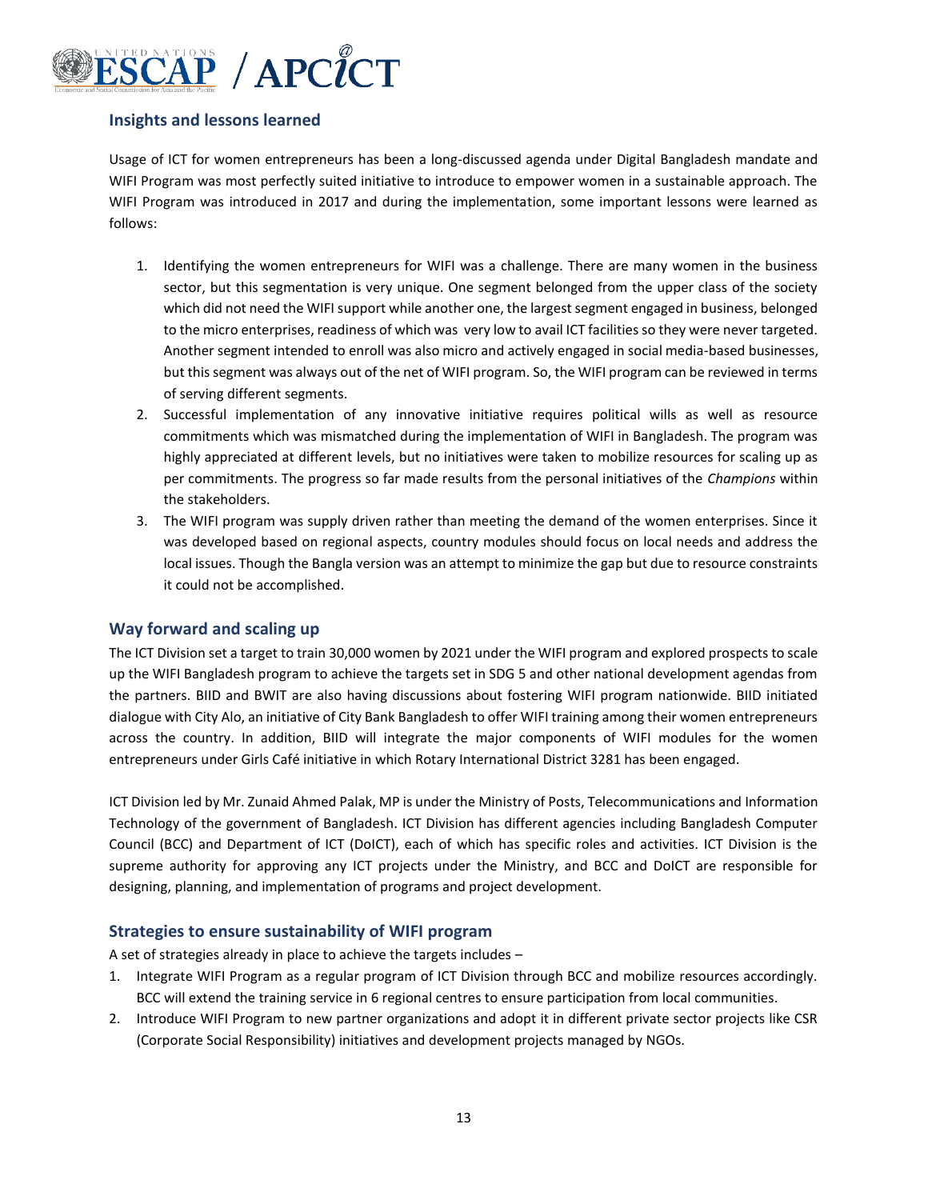## Insights and lessons learned

Usage of ICT for women entrepreneurs has been a long-discussed agenda under Digital Bangladesh mandate and WIFI Program was most perfectly suited initiative to introduce to empower women in a sustainable approach. The WIFI Program was introduced in 2017 and during the implementation, some important lessons were learned as follows:

1. Identifying the women entrepreneurs for WIFI was a challenge. There are many women in the business sector, but this segmentation is very unique. One segment belonged from the upper class of the society which did not need the WIFI support while another one, the largest segment engaged in business, belonged to the micro enterprises, readiness of which was very low to avail ICT facilities so they were never targeted. Another segment intended to enroll was also micro and actively engaged in social media-based businesses, but this segment was always out of the net of WIFI program. So, the WIFI program can be reviewed in terms of serving different segments.
2. Successful implementation of any innovative initiative requires political wills as well as resource commitments which was mismatched during the implementation of WIFI in Bangladesh. The program was highly appreciated at different levels, but no initiatives were taken to mobilize resources for scaling up as per commitments. The progress so far made results from the personal initiatives of the *Champions* within the stakeholders.
3. The WIFI program was supply driven rather than meeting the demand of the women enterprises. Since it was developed based on regional aspects, country modules should focus on local needs and address the local issues. Though the Bangla version was an attempt to minimize the gap but due to resource constraints it could not be accomplished.

## Way forward and scaling up

The ICT Division set a target to train 30,000 women by 2021 under the WIFI program and explored prospects to scale up the WIFI Bangladesh program to achieve the targets set in SDG 5 and other national development agendas from the partners. BIID and BWIT are also having discussions about fostering WIFI program nationwide. BIID initiated dialogue with City Alo, an initiative of City Bank Bangladesh to offer WIFI training among their women entrepreneurs across the country. In addition, BIID will integrate the major components of WIFI modules for the women entrepreneurs under Girls Café initiative in which Rotary International District 3281 has been engaged.

ICT Division led by Mr. Zunaid Ahmed Palak, MP is under the Ministry of Posts, Telecommunications and Information Technology of the government of Bangladesh. ICT Division has different agencies including Bangladesh Computer Council (BCC) and Department of ICT (DoICT), each of which has specific roles and activities. ICT Division is the supreme authority for approving any ICT projects under the Ministry, and BCC and DoICT are responsible for designing, planning, and implementation of programs and project development.

## Strategies to ensure sustainability of WIFI program

A set of strategies already in place to achieve the targets includes –

1. Integrate WIFI Program as a regular program of ICT Division through BCC and mobilize resources accordingly. BCC will extend the training service in 6 regional centres to ensure participation from local communities.
2. Introduce WIFI Program to new partner organizations and adopt it in different private sector projects like CSR (Corporate Social Responsibility) initiatives and development projects managed by NGOs.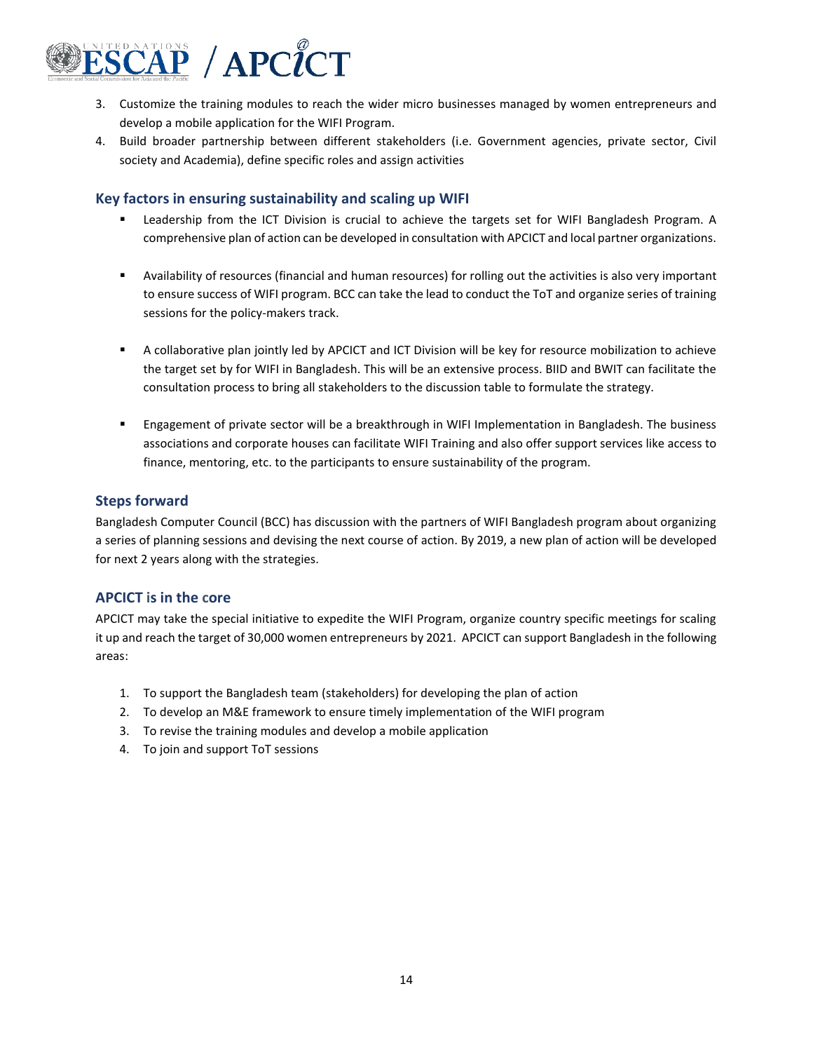3. Customize the training modules to reach the wider micro businesses managed by women entrepreneurs and develop a mobile application for the WIFI Program.
4. Build broader partnership between different stakeholders (i.e. Government agencies, private sector, Civil society and Academia), define specific roles and assign activities

### Key factors in ensuring sustainability and scaling up WIFI

- Leadership from the ICT Division is crucial to achieve the targets set for WIFI Bangladesh Program. A comprehensive plan of action can be developed in consultation with APCICT and local partner organizations.

- Availability of resources (financial and human resources) for rolling out the activities is also very important to ensure success of WIFI program. BCC can take the lead to conduct the ToT and organize series of training sessions for the policy-makers track.

- A collaborative plan jointly led by APCICT and ICT Division will be key for resource mobilization to achieve the target set by for WIFI in Bangladesh. This will be an extensive process. BIID and BWIT can facilitate the consultation process to bring all stakeholders to the discussion table to formulate the strategy.

- Engagement of private sector will be a breakthrough in WIFI Implementation in Bangladesh. The business associations and corporate houses can facilitate WIFI Training and also offer support services like access to finance, mentoring, etc. to the participants to ensure sustainability of the program.

### Steps forward

Bangladesh Computer Council (BCC) has discussion with the partners of WIFI Bangladesh program about organizing a series of planning sessions and devising the next course of action. By 2019, a new plan of action will be developed for next 2 years along with the strategies.

### APCICT is in the core

APCICT may take the special initiative to expedite the WIFI Program, organize country specific meetings for scaling it up and reach the target of 30,000 women entrepreneurs by 2021. APCICT can support Bangladesh in the following areas:

1. To support the Bangladesh team (stakeholders) for developing the plan of action
2. To develop an M&E framework to ensure timely implementation of the WIFI program
3. To revise the training modules and develop a mobile application
4. To join and support ToT sessions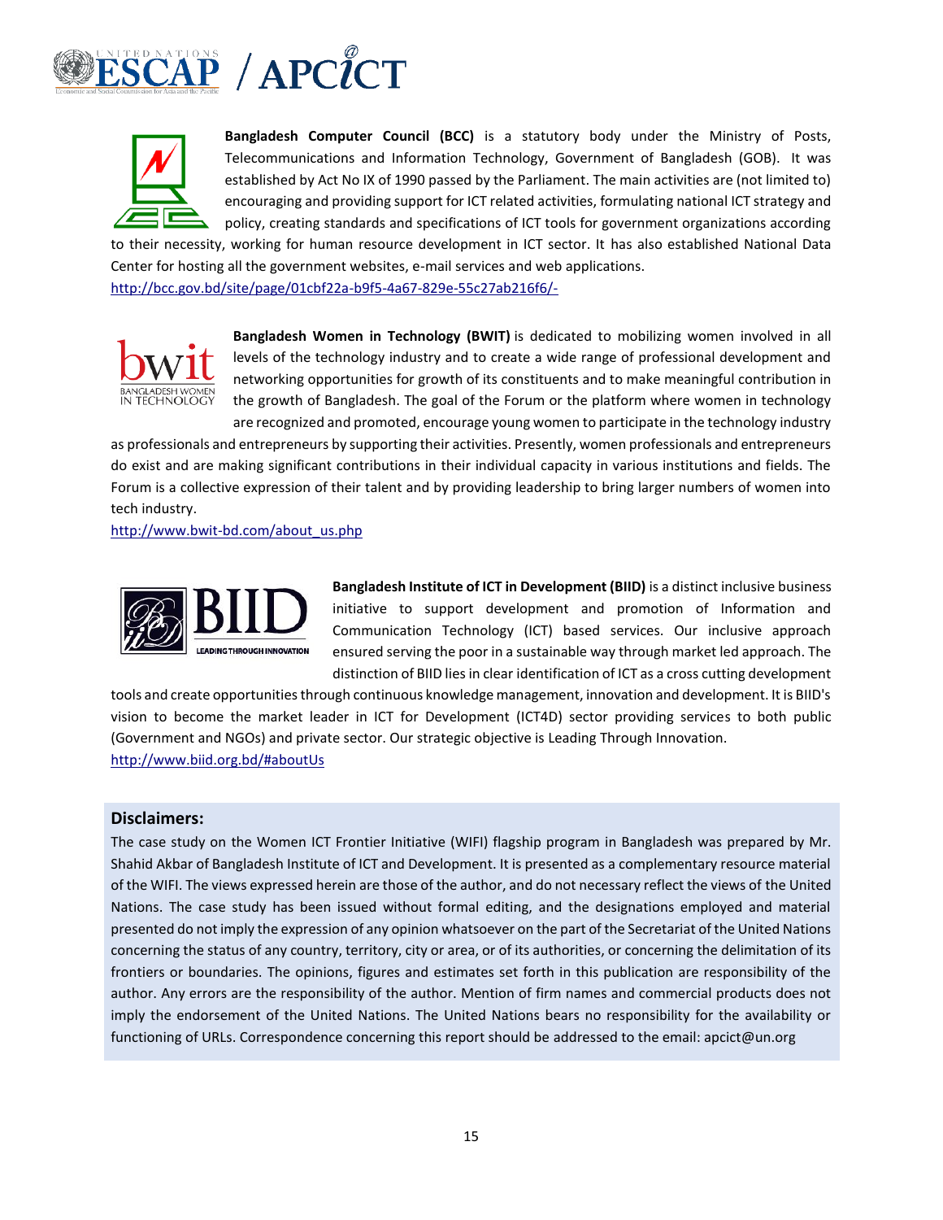**Bangladesh Computer Council (BCC)** is a statutory body under the Ministry of Posts, Telecommunications and Information Technology, Government of Bangladesh (GOB). It was established by Act No IX of 1990 passed by the Parliament. The main activities are (not limited to) encouraging and providing support for ICT related activities, formulating national ICT strategy and policy, creating standards and specifications of ICT tools for government organizations according to their necessity, working for human resource development in ICT sector. It has also established National Data Center for hosting all the government websites, e-mail services and web applications.
http://bcc.gov.bd/site/page/01cbf22a-b9f5-4a67-829e-55c27ab216f6/-

**Bangladesh Women in Technology (BWIT)** is dedicated to mobilizing women involved in all levels of the technology industry and to create a wide range of professional development and networking opportunities for growth of its constituents and to make meaningful contribution in the growth of Bangladesh. The goal of the Forum or the platform where women in technology are recognized and promoted, encourage young women to participate in the technology industry as professionals and entrepreneurs by supporting their activities. Presently, women professionals and entrepreneurs do exist and are making significant contributions in their individual capacity in various institutions and fields. The Forum is a collective expression of their talent and by providing leadership to bring larger numbers of women into tech industry.
http://www.bwit-bd.com/about_us.php

**Bangladesh Institute of ICT in Development (BIID)** is a distinct inclusive business initiative to support development and promotion of Information and Communication Technology (ICT) based services. Our inclusive approach ensured serving the poor in a sustainable way through market led approach. The distinction of BIID lies in clear identification of ICT as a cross cutting development tools and create opportunities through continuous knowledge management, innovation and development. It is BIID's vision to become the market leader in ICT for Development (ICT4D) sector providing services to both public (Government and NGOs) and private sector. Our strategic objective is Leading Through Innovation.
http://www.biid.org.bd/#aboutUs

## Disclaimers:

The case study on the Women ICT Frontier Initiative (WIFI) flagship program in Bangladesh was prepared by Mr. Shahid Akbar of Bangladesh Institute of ICT and Development. It is presented as a complementary resource material of the WIFI. The views expressed herein are those of the author, and do not necessary reflect the views of the United Nations. The case study has been issued without formal editing, and the designations employed and material presented do not imply the expression of any opinion whatsoever on the part of the Secretariat of the United Nations concerning the status of any country, territory, city or area, or of its authorities, or concerning the delimitation of its frontiers or boundaries. The opinions, figures and estimates set forth in this publication are responsibility of the author. Any errors are the responsibility of the author. Mention of firm names and commercial products does not imply the endorsement of the United Nations. The United Nations bears no responsibility for the availability or functioning of URLs. Correspondence concerning this report should be addressed to the email: apcict@un.org